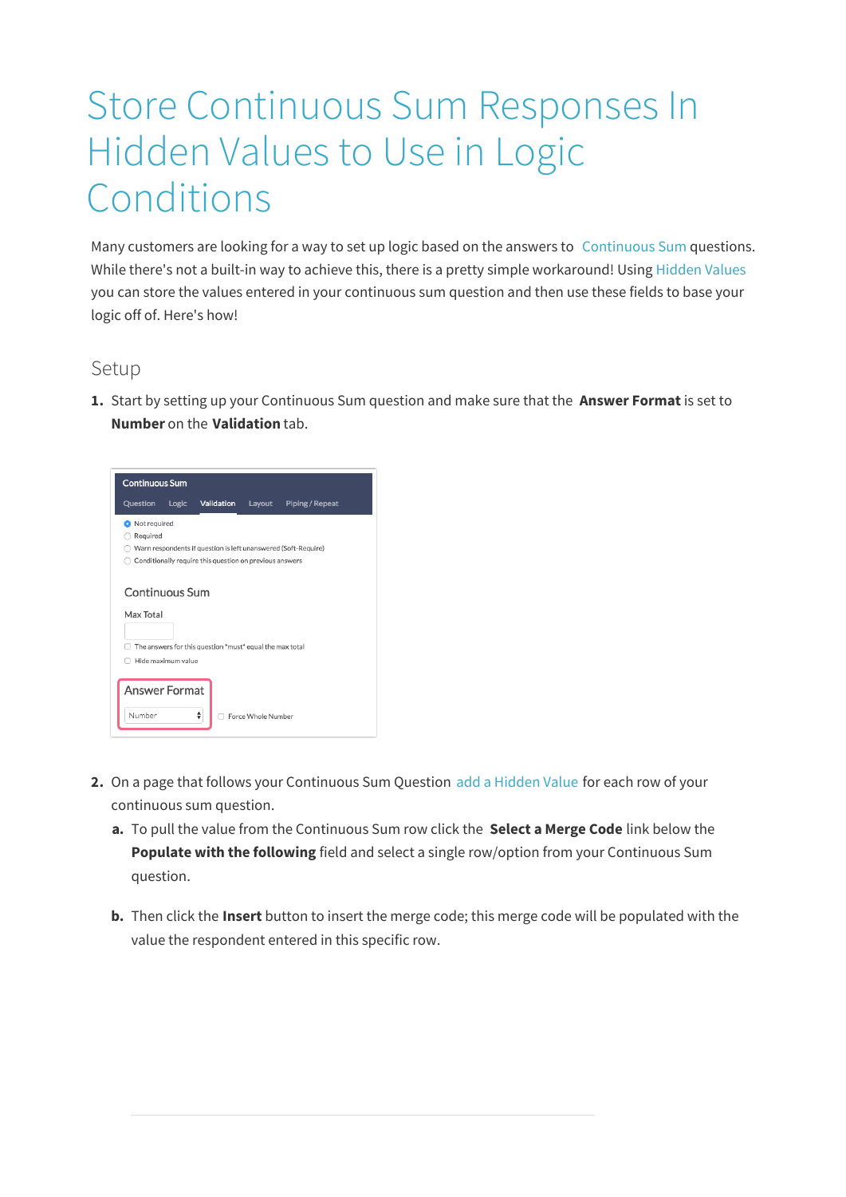# Store Continuous Sum Responses In Hidden Values to Use in Logic Conditions

Many customers are looking for a way to set up logic based on the answers to Continuous Sum questions. While there's not a built-in way to achieve this, there is a pretty simple workaround! Using Hidden Values you can store the values entered in your continuous sum question and then use these fields to base your logic off of. Here's how!

## Setup

1. Start by setting up your Continuous Sum question and make sure that the **Answer Format** is set to **Number** on the **Validation** tab.

2. On a page that follows your Continuous Sum Question add a Hidden Value for each row of your continuous sum question.
   a. To pull the value from the Continuous Sum row click the **Select a Merge Code** link below the **Populate with the following** field and select a single row/option from your Continuous Sum question.
   b. Then click the **Insert** button to insert the merge code; this merge code will be populated with the value the respondent entered in this specific row.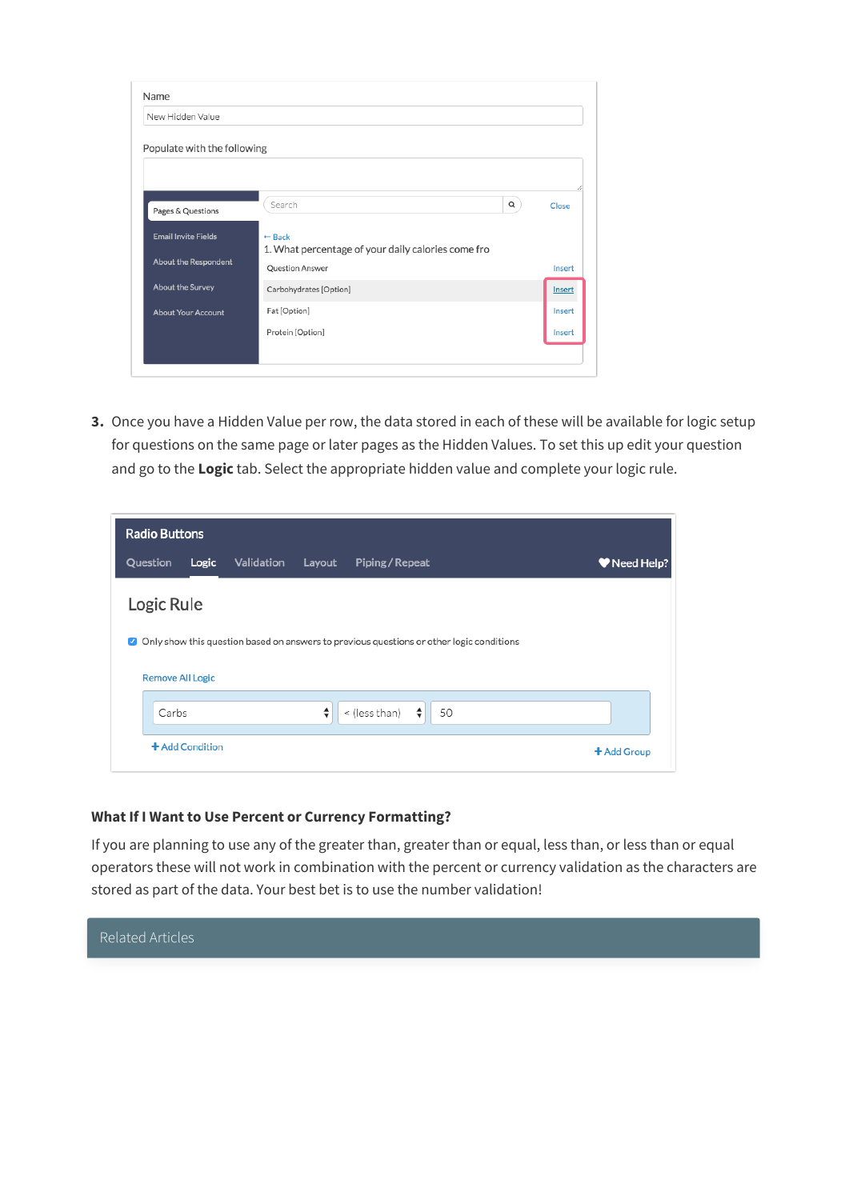3. Once you have a Hidden Value per row, the data stored in each of these will be available for logic setup for questions on the same page or later pages as the Hidden Values. To set this up edit your question and go to the **Logic** tab. Select the appropriate hidden value and complete your logic rule.

**What If I Want to Use Percent or Currency Formatting?**

If you are planning to use any of the greater than, greater than or equal, less than, or less than or equal operators these will not work in combination with the percent or currency validation as the characters are stored as part of the data. Your best bet is to use the number validation!

Related Articles